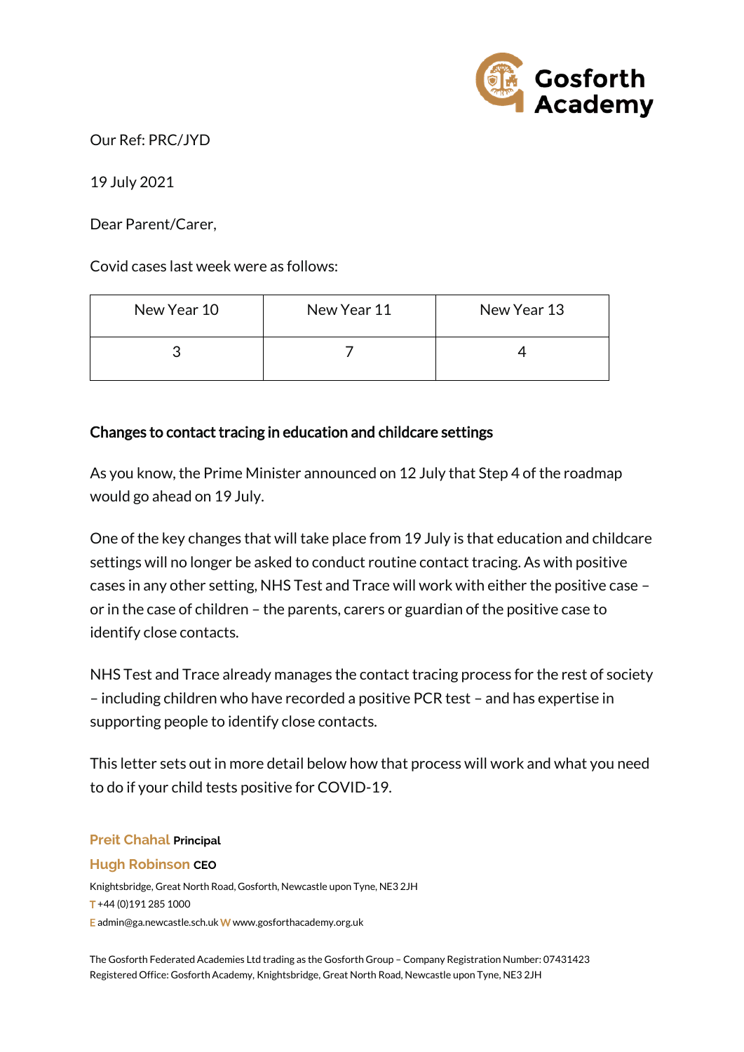Our Ref: PRC/JYD

19 July 2021

Dear Parent/Carer,

Covid cases last week were as follows:

| New Year 10 | New Year 11 | New Year 13 |
|---|---|---|
| 3 | 7 | 4 |

## Changes to contact tracing in education and childcare settings

As you know, the Prime Minister announced on 12 July that Step 4 of the roadmap would go ahead on 19 July.

One of the key changes that will take place from 19 July is that education and childcare settings will no longer be asked to conduct routine contact tracing. As with positive cases in any other setting, NHS Test and Trace will work with either the positive case – or in the case of children – the parents, carers or guardian of the positive case to identify close contacts.

NHS Test and Trace already manages the contact tracing process for the rest of society – including children who have recorded a positive PCR test – and has expertise in supporting people to identify close contacts.

This letter sets out in more detail below how that process will work and what you need to do if your child tests positive for COVID-19.

Preit Chahal **Principal**

Hugh Robinson **CEO**

Knightsbridge, Great North Road, Gosforth, Newcastle upon Tyne, NE3 2JH
T +44 (0)191 285 1000
E admin@ga.newcastle.sch.uk W www.gosforthacademy.org.uk

The Gosforth Federated Academies Ltd trading as the Gosforth Group – Company Registration Number: 07431423
Registered Office: Gosforth Academy, Knightsbridge, Great North Road, Newcastle upon Tyne, NE3 2JH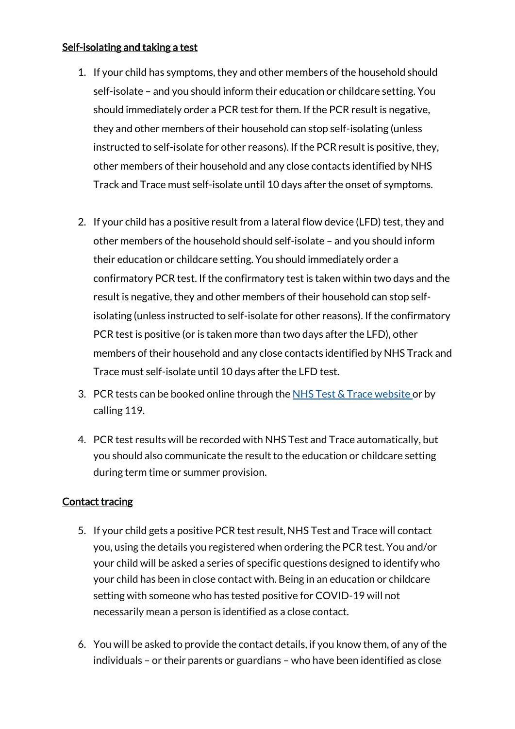<u>Self-isolating and taking a test</u>

1. If your child has symptoms, they and other members of the household should self-isolate – and you should inform their education or childcare setting. You should immediately order a PCR test for them. If the PCR result is negative, they and other members of their household can stop self-isolating (unless instructed to self-isolate for other reasons). If the PCR result is positive, they, other members of their household and any close contacts identified by NHS Track and Trace must self-isolate until 10 days after the onset of symptoms.

2. If your child has a positive result from a lateral flow device (LFD) test, they and other members of the household should self-isolate – and you should inform their education or childcare setting. You should immediately order a confirmatory PCR test. If the confirmatory test is taken within two days and the result is negative, they and other members of their household can stop self-isolating (unless instructed to self-isolate for other reasons). If the confirmatory PCR test is positive (or is taken more than two days after the LFD), other members of their household and any close contacts identified by NHS Track and Trace must self-isolate until 10 days after the LFD test.

3. PCR tests can be booked online through the [NHS Test & Trace website](#) or by calling 119.

4. PCR test results will be recorded with NHS Test and Trace automatically, but you should also communicate the result to the education or childcare setting during term time or summer provision.

<u>Contact tracing</u>

5. If your child gets a positive PCR test result, NHS Test and Trace will contact you, using the details you registered when ordering the PCR test. You and/or your child will be asked a series of specific questions designed to identify who your child has been in close contact with. Being in an education or childcare setting with someone who has tested positive for COVID-19 will not necessarily mean a person is identified as a close contact.

6. You will be asked to provide the contact details, if you know them, of any of the individuals – or their parents or guardians – who have been identified as close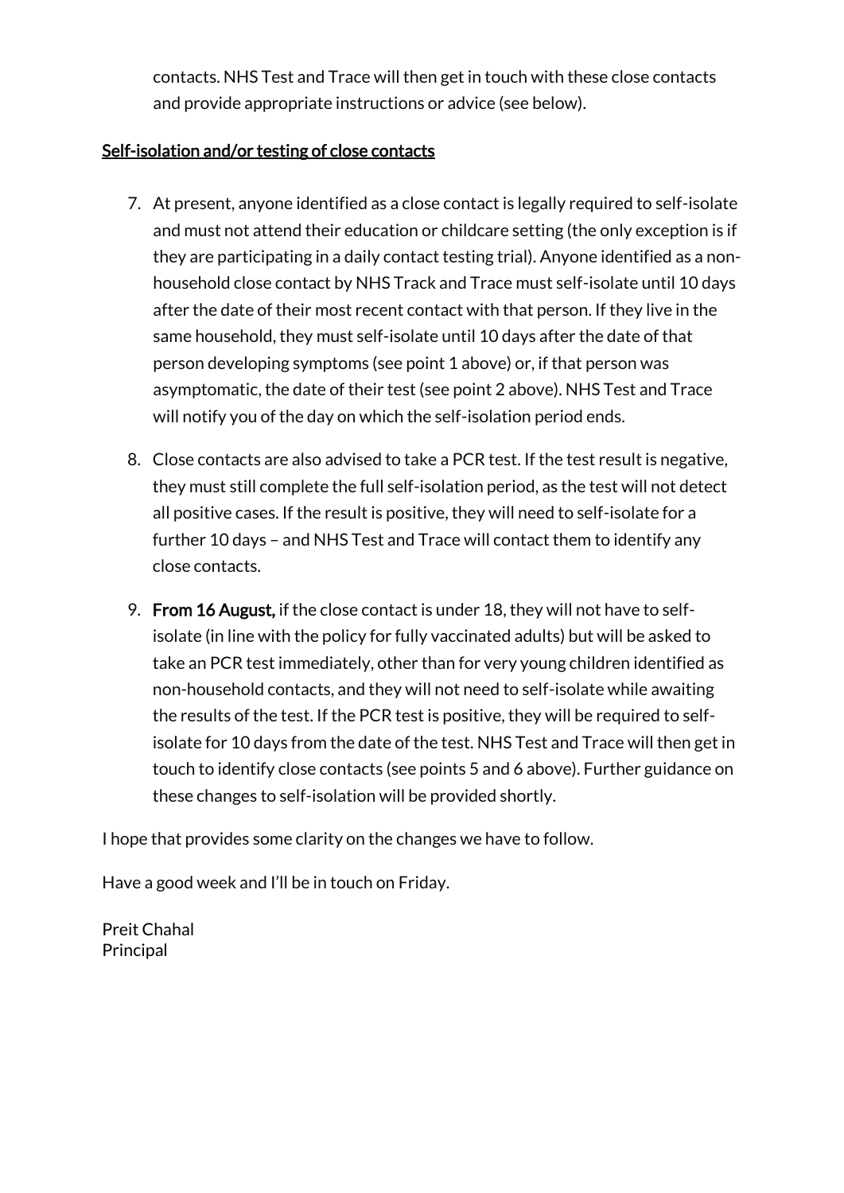contacts. NHS Test and Trace will then get in touch with these close contacts and provide appropriate instructions or advice (see below).

## Self-isolation and/or testing of close contacts

7. At present, anyone identified as a close contact is legally required to self-isolate and must not attend their education or childcare setting (the only exception is if they are participating in a daily contact testing trial). Anyone identified as a non-household close contact by NHS Track and Trace must self-isolate until 10 days after the date of their most recent contact with that person. If they live in the same household, they must self-isolate until 10 days after the date of that person developing symptoms (see point 1 above) or, if that person was asymptomatic, the date of their test (see point 2 above). NHS Test and Trace will notify you of the day on which the self-isolation period ends.

8. Close contacts are also advised to take a PCR test. If the test result is negative, they must still complete the full self-isolation period, as the test will not detect all positive cases. If the result is positive, they will need to self-isolate for a further 10 days – and NHS Test and Trace will contact them to identify any close contacts.

9. **From 16 August,** if the close contact is under 18, they will not have to self-isolate (in line with the policy for fully vaccinated adults) but will be asked to take an PCR test immediately, other than for very young children identified as non-household contacts, and they will not need to self-isolate while awaiting the results of the test. If the PCR test is positive, they will be required to self-isolate for 10 days from the date of the test. NHS Test and Trace will then get in touch to identify close contacts (see points 5 and 6 above). Further guidance on these changes to self-isolation will be provided shortly.

I hope that provides some clarity on the changes we have to follow.

Have a good week and I'll be in touch on Friday.

Preit Chahal
Principal